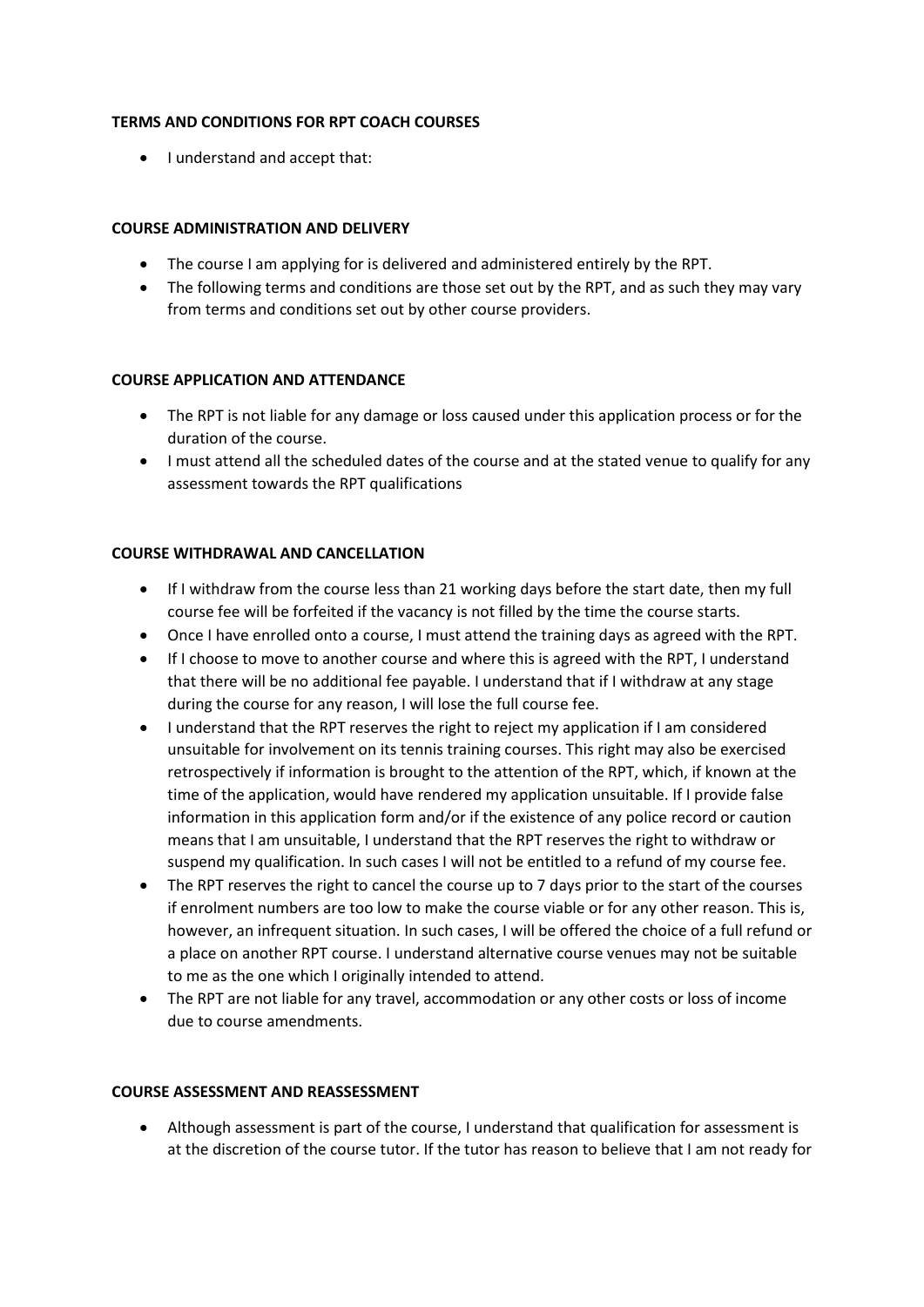**TERMS AND CONDITIONS FOR RPT COACH COURSES**

- I understand and accept that:

**COURSE ADMINISTRATION AND DELIVERY**

- The course I am applying for is delivered and administered entirely by the RPT.
- The following terms and conditions are those set out by the RPT, and as such they may vary from terms and conditions set out by other course providers.

**COURSE APPLICATION AND ATTENDANCE**

- The RPT is not liable for any damage or loss caused under this application process or for the duration of the course.
- I must attend all the scheduled dates of the course and at the stated venue to qualify for any assessment towards the RPT qualifications

**COURSE WITHDRAWAL AND CANCELLATION**

- If I withdraw from the course less than 21 working days before the start date, then my full course fee will be forfeited if the vacancy is not filled by the time the course starts.
- Once I have enrolled onto a course, I must attend the training days as agreed with the RPT.
- If I choose to move to another course and where this is agreed with the RPT, I understand that there will be no additional fee payable. I understand that if I withdraw at any stage during the course for any reason, I will lose the full course fee.
- I understand that the RPT reserves the right to reject my application if I am considered unsuitable for involvement on its tennis training courses. This right may also be exercised retrospectively if information is brought to the attention of the RPT, which, if known at the time of the application, would have rendered my application unsuitable. If I provide false information in this application form and/or if the existence of any police record or caution means that I am unsuitable, I understand that the RPT reserves the right to withdraw or suspend my qualification. In such cases I will not be entitled to a refund of my course fee.
- The RPT reserves the right to cancel the course up to 7 days prior to the start of the courses if enrolment numbers are too low to make the course viable or for any other reason. This is, however, an infrequent situation. In such cases, I will be offered the choice of a full refund or a place on another RPT course. I understand alternative course venues may not be suitable to me as the one which I originally intended to attend.
- The RPT are not liable for any travel, accommodation or any other costs or loss of income due to course amendments.

**COURSE ASSESSMENT AND REASSESSMENT**

- Although assessment is part of the course, I understand that qualification for assessment is at the discretion of the course tutor. If the tutor has reason to believe that I am not ready for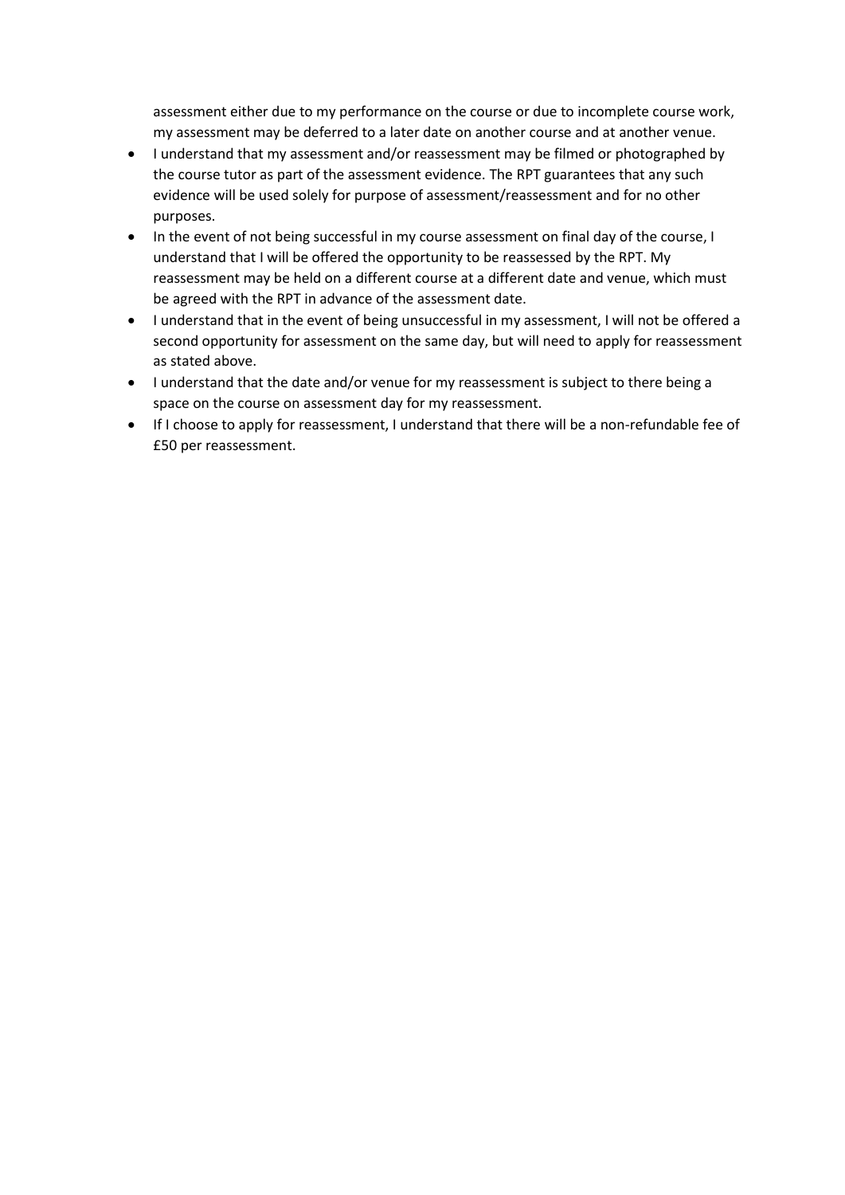assessment either due to my performance on the course or due to incomplete course work, my assessment may be deferred to a later date on another course and at another venue.

- I understand that my assessment and/or reassessment may be filmed or photographed by the course tutor as part of the assessment evidence. The RPT guarantees that any such evidence will be used solely for purpose of assessment/reassessment and for no other purposes.
- In the event of not being successful in my course assessment on final day of the course, I understand that I will be offered the opportunity to be reassessed by the RPT. My reassessment may be held on a different course at a different date and venue, which must be agreed with the RPT in advance of the assessment date.
- I understand that in the event of being unsuccessful in my assessment, I will not be offered a second opportunity for assessment on the same day, but will need to apply for reassessment as stated above.
- I understand that the date and/or venue for my reassessment is subject to there being a space on the course on assessment day for my reassessment.
- If I choose to apply for reassessment, I understand that there will be a non-refundable fee of £50 per reassessment.